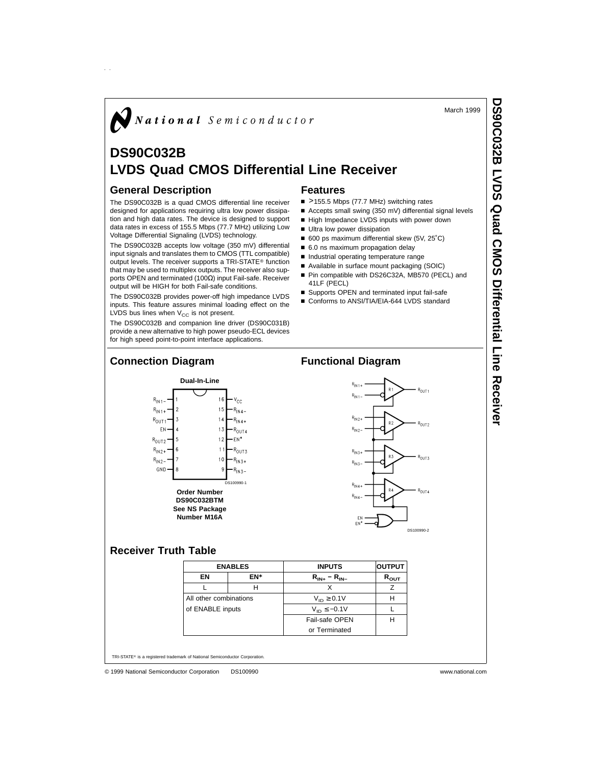March 1999

# DS90C032B
# LVDS Quad CMOS Differential Line Receiver

## General Description

The DS90C032B is a quad CMOS differential line receiver designed for applications requiring ultra low power dissipation and high data rates. The device is designed to support data rates in excess of 155.5 Mbps (77.7 MHz) utilizing Low Voltage Differential Signaling (LVDS) technology.

The DS90C032B accepts low voltage (350 mV) differential input signals and translates them to CMOS (TTL compatible) output levels. The receiver supports a TRI-STATE® function that may be used to multiplex outputs. The receiver also supports OPEN and terminated (100Ω) input Fail-safe. Receiver output will be HIGH for both Fail-safe conditions.

The DS90C032B provides power-off high impedance LVDS inputs. This feature assures minimal loading effect on the LVDS bus lines when $V_{CC}$ is not present.

The DS90C032B and companion line driver (DS90C031B) provide a new alternative to high power pseudo-ECL devices for high speed point-to-point interface applications.

## Features

- >155.5 Mbps (77.7 MHz) switching rates
- Accepts small swing (350 mV) differential signal levels
- High Impedance LVDS inputs with power down
- Ultra low power dissipation
- 600 ps maximum differential skew (5V, 25˚C)
- 6.0 ns maximum propagation delay
- Industrial operating temperature range
- Available in surface mount packaging (SOIC)
- Pin compatible with DS26C32A, MB570 (PECL) and 41LF (PECL)
- Supports OPEN and terminated input fail-safe
- Conforms to ANSI/TIA/EIA-644 LVDS standard

## Connection Diagram

**Dual-In-Line**

| Pin | Name | Pin | Name |
|---|---|---|---|
| 1 | $R_{IN1-}$ | 16 | $V_{CC}$ |
| 2 | $R_{IN1+}$ | 15 | $R_{IN4-}$ |
| 3 | $R_{OUT1}$ | 14 | $R_{IN4+}$ |
| 4 | EN | 13 | $R_{OUT4}$ |
| 5 | $R_{OUT2}$ | 12 | EN* |
| 6 | $R_{IN2+}$ | 11 | $R_{OUT3}$ |
| 7 | $R_{IN2-}$ | 10 | $R_{IN3+}$ |
| 8 | GND | 9 | $R_{IN3-}$ |

DS100990-1

**Order Number DS90C032BTM**
**See NS Package Number M16A**

## Functional Diagram

DS100990-2

## Receiver Truth Table

| ENABLES | | INPUTS | OUTPUT |
|---|---|---|---|
| **EN** | **EN*** | $R_{IN+} - R_{IN-}$ | $R_{OUT}$ |
| L | H | X | Z |
| All other combinations of ENABLE inputs | | $V_{ID} \geq 0.1V$ | H |
| | | $V_{ID} \leq -0.1V$ | L |
| | | Fail-safe OPEN or Terminated | H |

TRI-STATE® is a registered trademark of National Semiconductor Corporation.

© 1999 National Semiconductor Corporation DS100990 www.national.com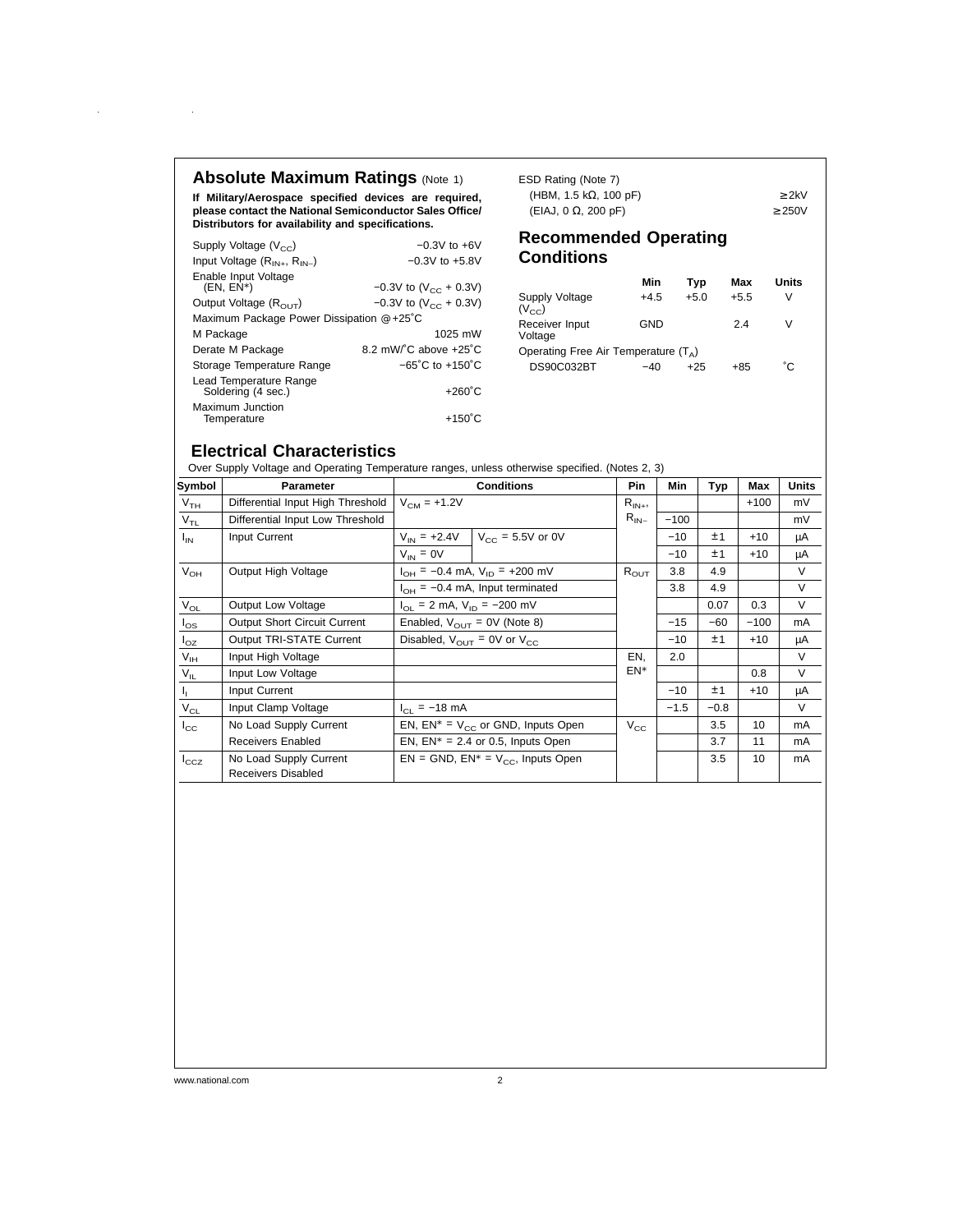## Absolute Maximum Ratings (Note 1)

**If Military/Aerospace specified devices are required, please contact the National Semiconductor Sales Office/ Distributors for availability and specifications.**

| | |
|---|---|
| Supply Voltage ($V_{CC}$) | −0.3V to +6V |
| Input Voltage ($R_{IN+}$, $R_{IN-}$) | −0.3V to +5.8V |
| Enable Input Voltage (EN, EN*) | −0.3V to ($V_{CC}$ + 0.3V) |
| Output Voltage ($R_{OUT}$) | −0.3V to ($V_{CC}$ + 0.3V) |
| Maximum Package Power Dissipation @ +25˚C | |
| M Package | 1025 mW |
| Derate M Package | 8.2 mW/˚C above +25˚C |
| Storage Temperature Range | −65˚C to +150˚C |
| Lead Temperature Range Soldering (4 sec.) | +260˚C |
| Maximum Junction Temperature | +150˚C |
| ESD Rating (Note 7) | |
| (HBM, 1.5 kΩ, 100 pF) | ≥ 2kV |
| (EIAJ, 0 Ω, 200 pF) | ≥ 250V |

## Recommended Operating Conditions

| | Min | Typ | Max | Units |
|---|---|---|---|---|
| Supply Voltage ($V_{CC}$) | +4.5 | +5.0 | +5.5 | V |
| Receiver Input Voltage | GND | | 2.4 | V |
| Operating Free Air Temperature ($T_A$) | | | | |
| DS90C032BT | −40 | +25 | +85 | ˚C |

## Electrical Characteristics

Over Supply Voltage and Operating Temperature ranges, unless otherwise specified. (Notes 2, 3)

| Symbol | Parameter | Conditions | | Pin | Min | Typ | Max | Units |
|---|---|---|---|---|---|---|---|---|
| $V_{TH}$ | Differential Input High Threshold | $V_{CM}$ = +1.2V | | $R_{IN+}$, $R_{IN-}$ | | | +100 | mV |
| $V_{TL}$ | Differential Input Low Threshold | | | | −100 | | | mV |
| $I_{IN}$ | Input Current | $V_{IN}$ = +2.4V | $V_{CC}$ = 5.5V or 0V | | −10 | ±1 | +10 | μA |
| | | $V_{IN}$ = 0V | | | −10 | ±1 | +10 | μA |
| $V_{OH}$ | Output High Voltage | $I_{OH}$ = −0.4 mA, $V_{ID}$ = +200 mV | | $R_{OUT}$ | 3.8 | 4.9 | | V |
| | | $I_{OH}$ = −0.4 mA, Input terminated | | | 3.8 | 4.9 | | V |
| $V_{OL}$ | Output Low Voltage | $I_{OL}$ = 2 mA, $V_{ID}$ = −200 mV | | | | 0.07 | 0.3 | V |
| $I_{OS}$ | Output Short Circuit Current | Enabled, $V_{OUT}$ = 0V (Note 8) | | | −15 | −60 | −100 | mA |
| $I_{OZ}$ | Output TRI-STATE Current | Disabled, $V_{OUT}$ = 0V or $V_{CC}$ | | | −10 | ±1 | +10 | μA |
| $V_{IH}$ | Input High Voltage | | | EN, EN* | 2.0 | | | V |
| $V_{IL}$ | Input Low Voltage | | | | | | 0.8 | V |
| $I_I$ | Input Current | | | | −10 | ±1 | +10 | μA |
| $V_{CL}$ | Input Clamp Voltage | $I_{CL}$ = −18 mA | | | −1.5 | −0.8 | | V |
| $I_{CC}$ | No Load Supply Current Receivers Enabled | EN, EN* = $V_{CC}$ or GND, Inputs Open | | $V_{CC}$ | | 3.5 | 10 | mA |
| | | EN, EN* = 2.4 or 0.5, Inputs Open | | | | 3.7 | 11 | mA |
| $I_{CCZ}$ | No Load Supply Current Receivers Disabled | EN = GND, EN* = $V_{CC}$, Inputs Open | | | | 3.5 | 10 | mA |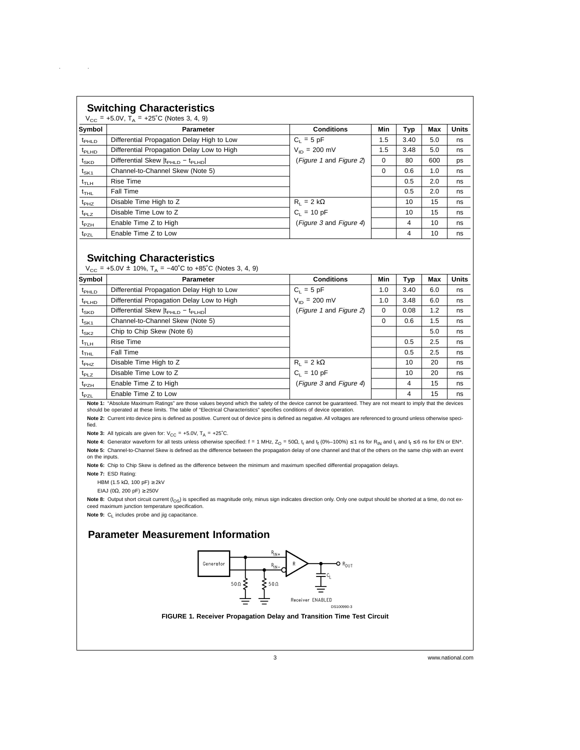## Switching Characteristics

$V_{CC}$ = +5.0V, $T_A$ = +25˚C (Notes 3, 4, 9)

| Symbol | Parameter | Conditions | Min | Typ | Max | Units |
|---|---|---|---|---|---|---|
| $t_{PHLD}$ | Differential Propagation Delay High to Low | $C_L$ = 5 pF | 1.5 | 3.40 | 5.0 | ns |
| $t_{PLHD}$ | Differential Propagation Delay Low to High | $V_{ID}$ = 200 mV | 1.5 | 3.48 | 5.0 | ns |
| $t_{SKD}$ | Differential Skew $\|t_{PHLD} - t_{PLHD}\|$ | (*Figure 1* and *Figure 2*) | 0 | 80 | 600 | ps |
| $t_{SK1}$ | Channel-to-Channel Skew (Note 5) | | 0 | 0.6 | 1.0 | ns |
| $t_{TLH}$ | Rise Time | | | 0.5 | 2.0 | ns |
| $t_{THL}$ | Fall Time | | | 0.5 | 2.0 | ns |
| $t_{PHZ}$ | Disable Time High to Z | $R_L$ = 2 kΩ | | 10 | 15 | ns |
| $t_{PLZ}$ | Disable Time Low to Z | $C_L$ = 10 pF | | 10 | 15 | ns |
| $t_{PZH}$ | Enable Time Z to High | (*Figure 3* and *Figure 4*) | | 4 | 10 | ns |
| $t_{PZL}$ | Enable Time Z to Low | | | 4 | 10 | ns |

## Switching Characteristics

$V_{CC}$ = +5.0V ± 10%, $T_A$ = −40˚C to +85˚C (Notes 3, 4, 9)

| Symbol | Parameter | Conditions | Min | Typ | Max | Units |
|---|---|---|---|---|---|---|
| $t_{PHLD}$ | Differential Propagation Delay High to Low | $C_L$ = 5 pF | 1.0 | 3.40 | 6.0 | ns |
| $t_{PLHD}$ | Differential Propagation Delay Low to High | $V_{ID}$ = 200 mV | 1.0 | 3.48 | 6.0 | ns |
| $t_{SKD}$ | Differential Skew $\|t_{PHLD} - t_{PLHD}\|$ | (*Figure 1* and *Figure 2*) | 0 | 0.08 | 1.2 | ns |
| $t_{SK1}$ | Channel-to-Channel Skew (Note 5) | | 0 | 0.6 | 1.5 | ns |
| $t_{SK2}$ | Chip to Chip Skew (Note 6) | | | | 5.0 | ns |
| $t_{TLH}$ | Rise Time | | | 0.5 | 2.5 | ns |
| $t_{THL}$ | Fall Time | | | 0.5 | 2.5 | ns |
| $t_{PHZ}$ | Disable Time High to Z | $R_L$ = 2 kΩ | | 10 | 20 | ns |
| $t_{PLZ}$ | Disable Time Low to Z | $C_L$ = 10 pF | | 10 | 20 | ns |
| $t_{PZH}$ | Enable Time Z to High | (*Figure 3* and *Figure 4*) | | 4 | 15 | ns |
| $t_{PZL}$ | Enable Time Z to Low | | | 4 | 15 | ns |

**Note 1:** "Absolute Maximum Ratings" are those values beyond which the safety of the device cannot be guaranteed. They are not meant to imply that the devices should be operated at these limits. The table of "Electrical Characteristics" specifies conditions of device operation.

**Note 2:** Current into device pins is defined as positive. Current out of device pins is defined as negative. All voltages are referenced to ground unless otherwise specified.

**Note 3:** All typicals are given for: $V_{CC}$ = +5.0V, $T_A$ = +25˚C.

**Note 4:** Generator waveform for all tests unless otherwise specified: f = 1 MHz, $Z_O$ = 50Ω, $t_r$ and $t_f$ (0%–100%) ≤ 1 ns for $R_{IN}$ and $t_r$ and $t_f$ ≤ 6 ns for EN or EN*.

**Note 5:** Channel-to-Channel Skew is defined as the difference between the propagation delay of one channel and that of the others on the same chip with an event on the inputs.

**Note 6:** Chip to Chip Skew is defined as the difference between the minimum and maximum specified differential propagation delays.

**Note 7:** ESD Rating:

HBM (1.5 kΩ, 100 pF) ≥ 2kV

EIAJ (0Ω, 200 pF) ≥ 250V

**Note 8:** Output short circuit current ($I_{OS}$) is specified as magnitude only, minus sign indicates direction only. Only one output should be shorted at a time, do not exceed maximum junction temperature specification.

**Note 9:** $C_L$ includes probe and jig capacitance.

## Parameter Measurement Information

**FIGURE 1. Receiver Propagation Delay and Transition Time Test Circuit**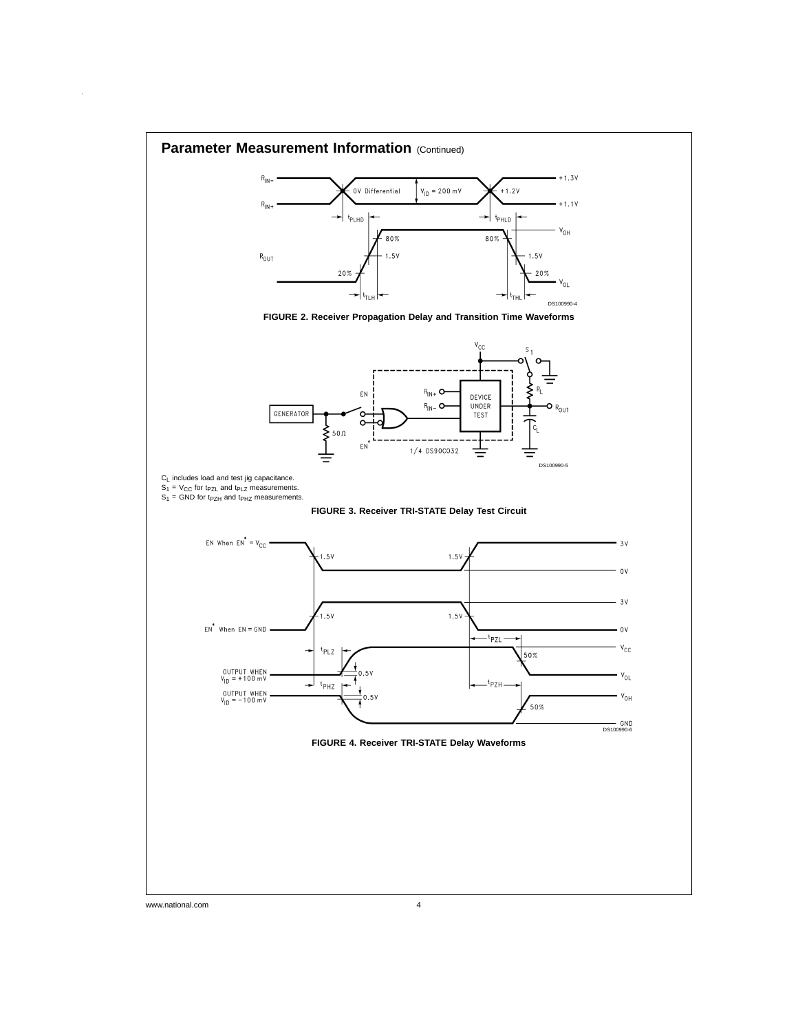## Parameter Measurement Information (Continued)

FIGURE 2. Receiver Propagation Delay and Transition Time Waveforms

$C_L$ includes load and test jig capacitance.
$S_1$ = $V_{CC}$ for $t_{PZL}$ and $t_{PLZ}$ measurements.
$S_1$ = GND for $t_{PZH}$ and $t_{PHZ}$ measurements.

FIGURE 3. Receiver TRI-STATE Delay Test Circuit

FIGURE 4. Receiver TRI-STATE Delay Waveforms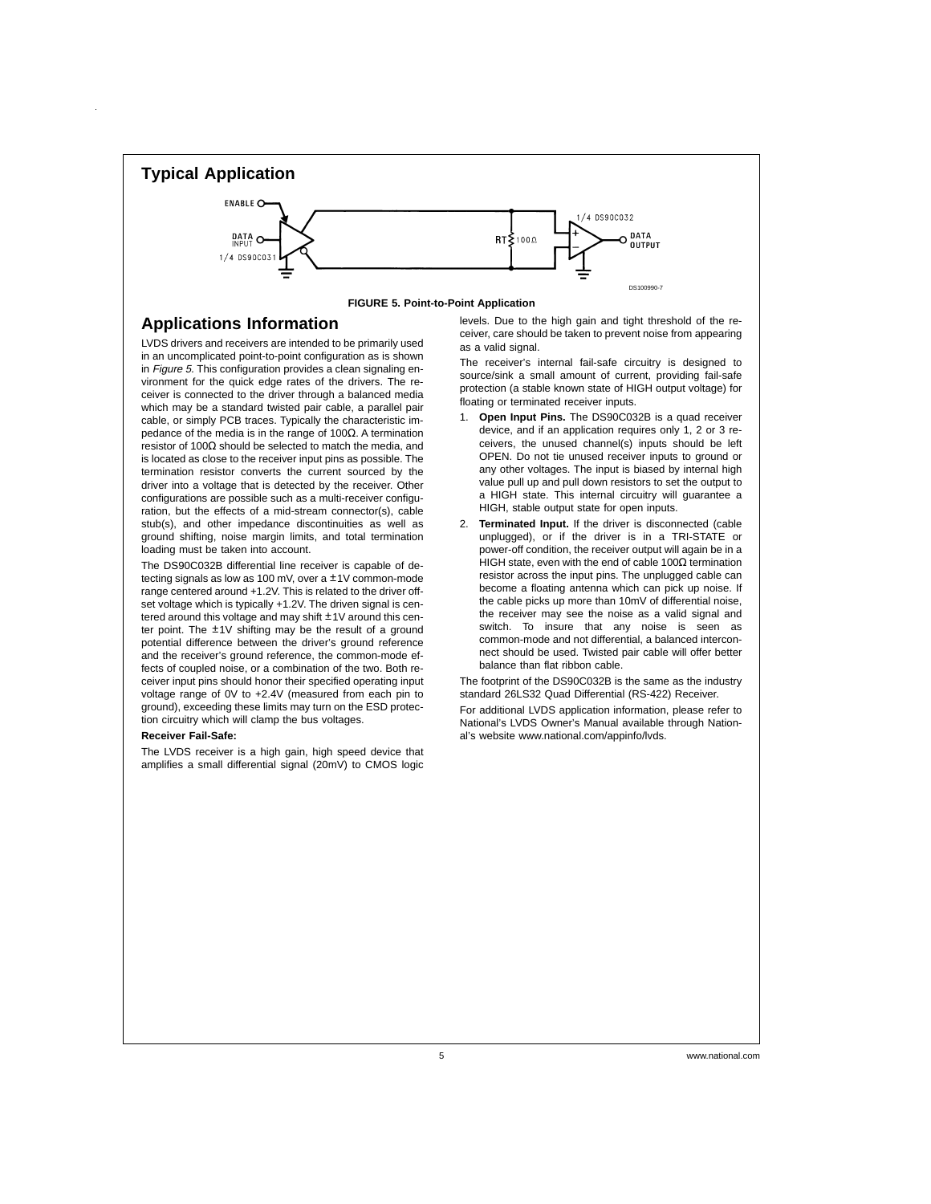## Typical Application

FIGURE 5. Point-to-Point Application

## Applications Information

LVDS drivers and receivers are intended to be primarily used in an uncomplicated point-to-point configuration as is shown in *Figure 5*. This configuration provides a clean signaling environment for the quick edge rates of the drivers. The receiver is connected to the driver through a balanced media which may be a standard twisted pair cable, a parallel pair cable, or simply PCB traces. Typically the characteristic impedance of the media is in the range of 100Ω. A termination resistor of 100Ω should be selected to match the media, and is located as close to the receiver input pins as possible. The termination resistor converts the current sourced by the driver into a voltage that is detected by the receiver. Other configurations are possible such as a multi-receiver configuration, but the effects of a mid-stream connector(s), cable stub(s), and other impedance discontinuities as well as ground shifting, noise margin limits, and total termination loading must be taken into account.

The DS90C032B differential line receiver is capable of detecting signals as low as 100 mV, over a ±1V common-mode range centered around +1.2V. This is related to the driver offset voltage which is typically +1.2V. The driven signal is centered around this voltage and may shift ±1V around this center point. The ±1V shifting may be the result of a ground potential difference between the driver's ground reference and the receiver's ground reference, the common-mode effects of coupled noise, or a combination of the two. Both receiver input pins should honor their specified operating input voltage range of 0V to +2.4V (measured from each pin to ground), exceeding these limits may turn on the ESD protection circuitry which will clamp the bus voltages.

**Receiver Fail-Safe:**

The LVDS receiver is a high gain, high speed device that amplifies a small differential signal (20mV) to CMOS logic levels. Due to the high gain and tight threshold of the receiver, care should be taken to prevent noise from appearing as a valid signal.

The receiver's internal fail-safe circuitry is designed to source/sink a small amount of current, providing fail-safe protection (a stable known state of HIGH output voltage) for floating or terminated receiver inputs.

1. **Open Input Pins.** The DS90C032B is a quad receiver device, and if an application requires only 1, 2 or 3 receivers, the unused channel(s) inputs should be left OPEN. Do not tie unused receiver inputs to ground or any other voltages. The input is biased by internal high value pull up and pull down resistors to set the output to a HIGH state. This internal circuitry will guarantee a HIGH, stable output state for open inputs.
2. **Terminated Input.** If the driver is disconnected (cable unplugged), or if the driver is in a TRI-STATE or power-off condition, the receiver output will again be in a HIGH state, even with the end of cable 100Ω termination resistor across the input pins. The unplugged cable can become a floating antenna which can pick up noise. If the cable picks up more than 10mV of differential noise, the receiver may see the noise as a valid signal and switch. To insure that any noise is seen as common-mode and not differential, a balanced interconnect should be used. Twisted pair cable will offer better balance than flat ribbon cable.

The footprint of the DS90C032B is the same as the industry standard 26LS32 Quad Differential (RS-422) Receiver.

For additional LVDS application information, please refer to National's LVDS Owner's Manual available through National's website www.national.com/appinfo/lvds.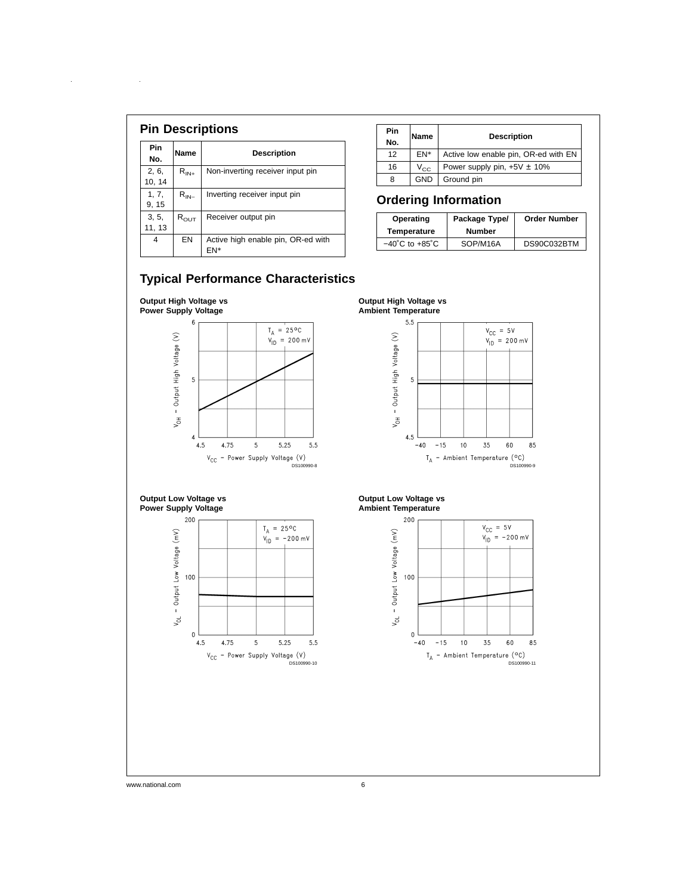## Pin Descriptions

| Pin No. | Name | Description |
|---|---|---|
| 2, 6, 10, 14 | $R_{IN+}$ | Non-inverting receiver input pin |
| 1, 7, 9, 15 | $R_{IN-}$ | Inverting receiver input pin |
| 3, 5, 11, 13 | $R_{OUT}$ | Receiver output pin |
| 4 | EN | Active high enable pin, OR-ed with EN* |
| 12 | EN* | Active low enable pin, OR-ed with EN |
| 16 | $V_{CC}$ | Power supply pin, +5V ± 10% |
| 8 | GND | Ground pin |

## Ordering Information

| Operating Temperature | Package Type/ Number | Order Number |
|---|---|---|
| −40˚C to +85˚C | SOP/M16A | DS90C032BTM |

## Typical Performance Characteristics

**Output High Voltage vs Power Supply Voltage**

DS100990-8

**Output High Voltage vs Ambient Temperature**

DS100990-9

**Output Low Voltage vs Power Supply Voltage**

DS100990-10

**Output Low Voltage vs Ambient Temperature**

DS100990-11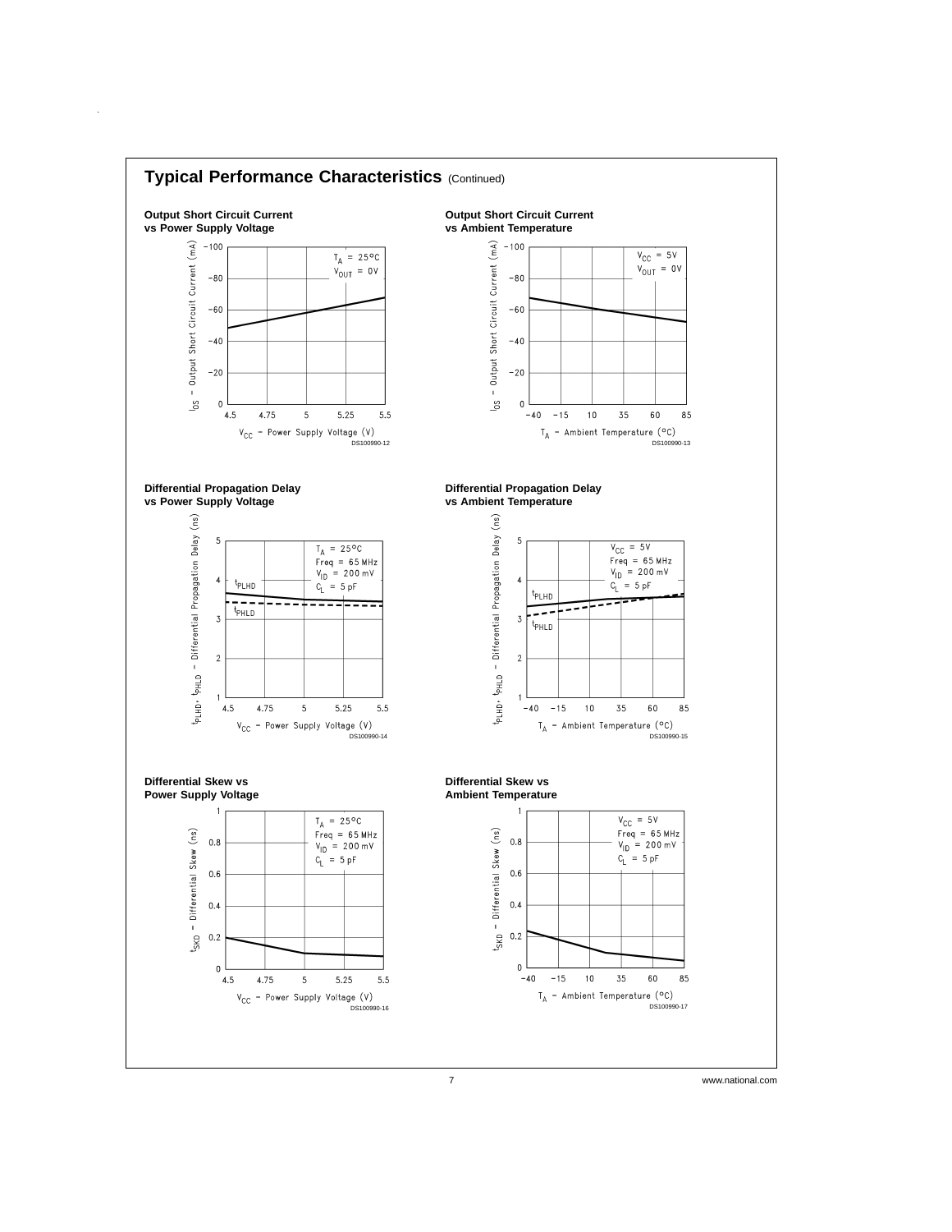## Typical Performance Characteristics (Continued)

**Output Short Circuit Current vs Power Supply Voltage**

$T_A$ = 25°C
$V_{OUT}$ = 0V

$I_{OS}$ – Output Short Circuit Current (mA)

$V_{CC}$ – Power Supply Voltage (V)

DS100990-12

**Output Short Circuit Current vs Ambient Temperature**

$V_{CC}$ = 5V
$V_{OUT}$ = 0V

$I_{OS}$ – Output Short Circuit Current (mA)

$T_A$ – Ambient Temperature (°C)

DS100990-13

**Differential Propagation Delay vs Power Supply Voltage**

$T_A$ = 25°C
Freq = 65 MHz
$V_{ID}$ = 200 mV
$C_L$ = 5 pF

$t_{PLHD}$, $t_{PHLD}$ – Differential Propagation Delay (ns)

$V_{CC}$ – Power Supply Voltage (V)

DS100990-14

**Differential Propagation Delay vs Ambient Temperature**

$V_{CC}$ = 5V
Freq = 65 MHz
$V_{ID}$ = 200 mV
$C_L$ = 5 pF

$t_{PLHD}$, $t_{PHLD}$ – Differential Propagation Delay (ns)

$T_A$ – Ambient Temperature (°C)

DS100990-15

**Differential Skew vs Power Supply Voltage**

$T_A$ = 25°C
Freq = 65 MHz
$V_{ID}$ = 200 mV
$C_L$ = 5 pF

$t_{SKD}$ – Differential Skew (ns)

$V_{CC}$ – Power Supply Voltage (V)

DS100990-16

**Differential Skew vs Ambient Temperature**

$V_{CC}$ = 5V
Freq = 65 MHz
$V_{ID}$ = 200 mV
$C_L$ = 5 pF

$t_{SKD}$ – Differential Skew (ns)

$T_A$ – Ambient Temperature (°C)

DS100990-17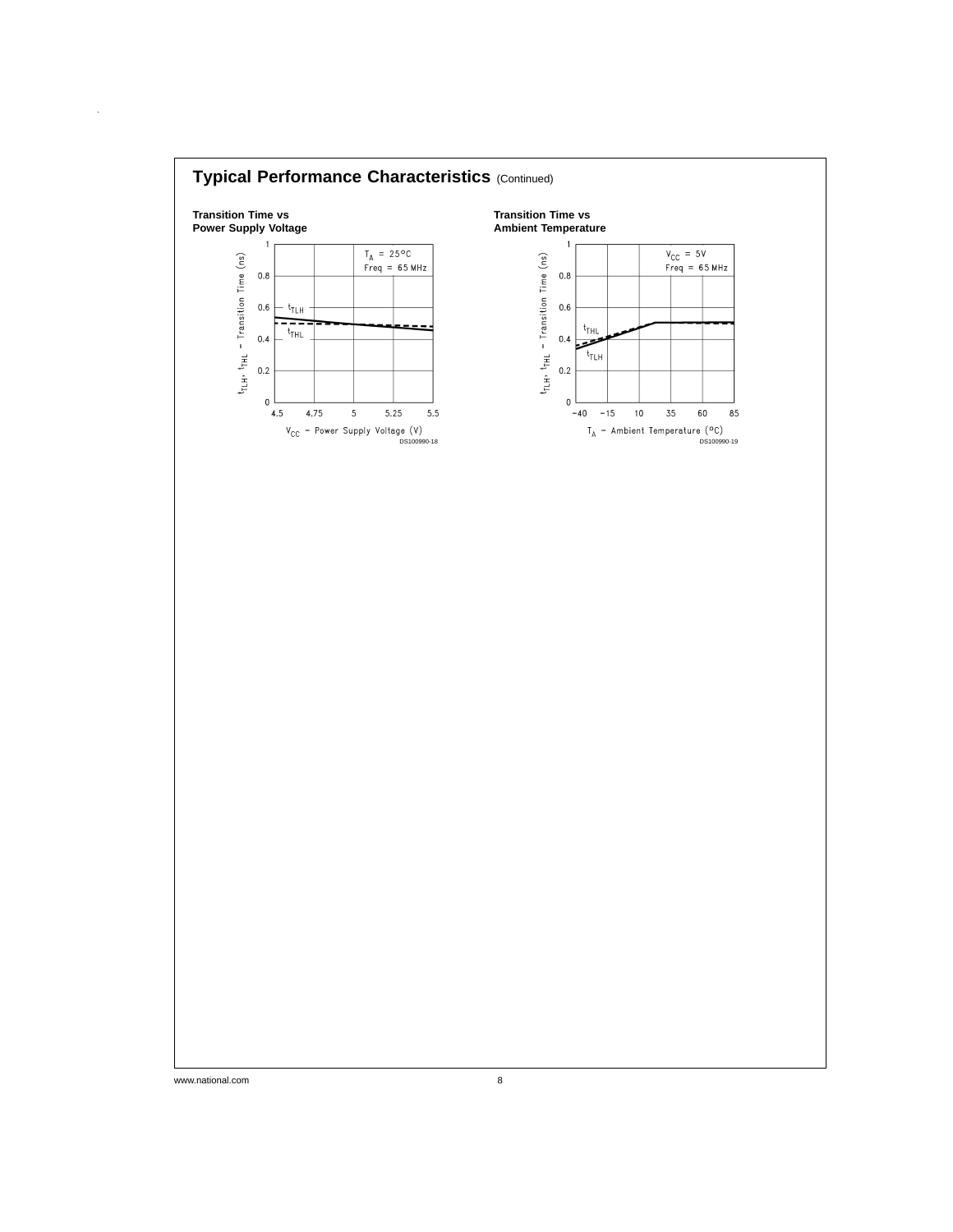## Typical Performance Characteristics (Continued)

**Transition Time vs Power Supply Voltage**

DS100990-18

**Transition Time vs Ambient Temperature**

DS100990-19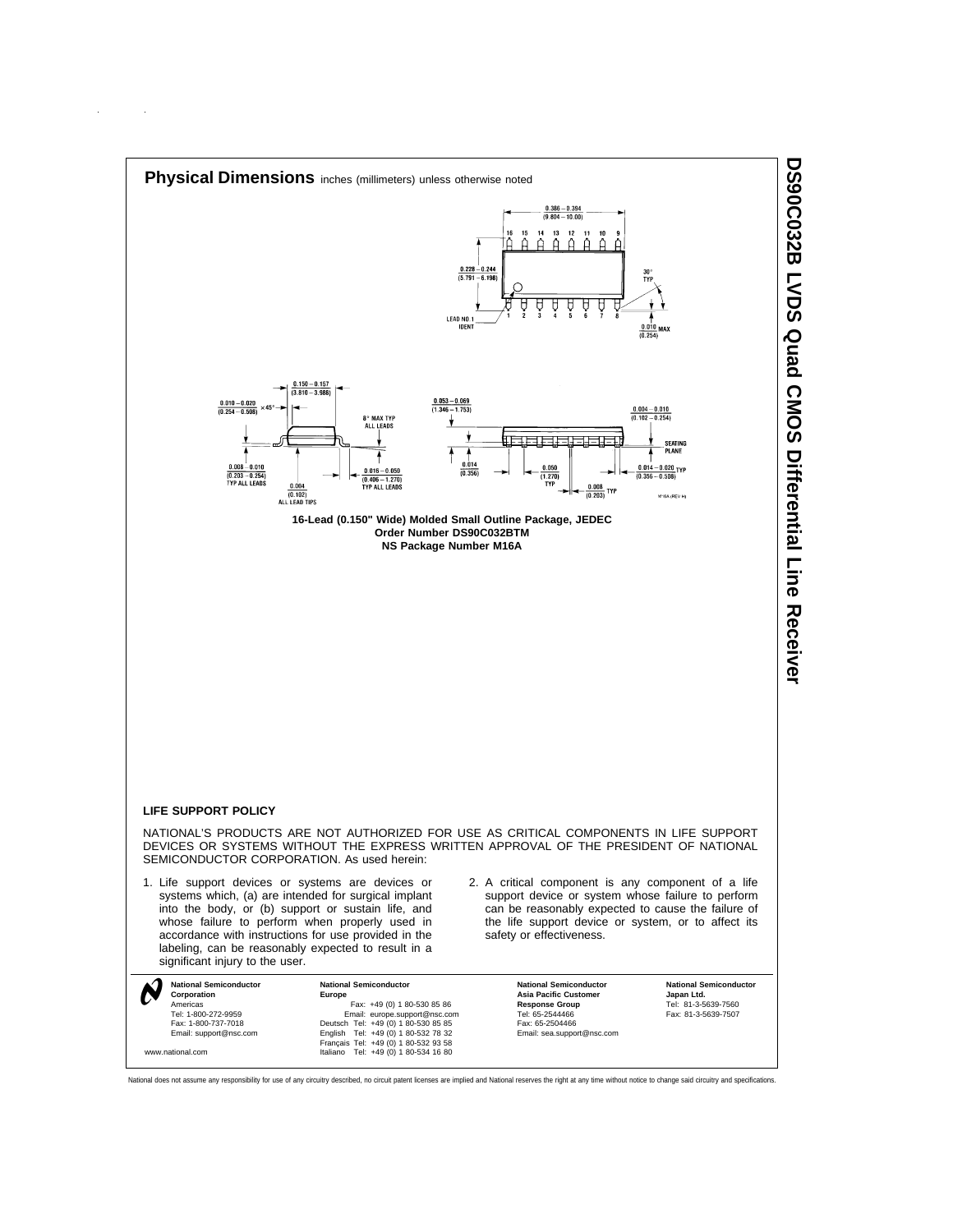## Physical Dimensions inches (millimeters) unless otherwise noted

0.386 – 0.394
(9.804 – 10.00)

16 15 14 13 12 11 10 9

0.228 – 0.244
(5.791 – 6.198)

30°
TYP

LEAD NO. 1
IDENT

1 2 3 4 5 6 7 8

0.010 MAX
(0.254)

0.150 – 0.157
(3.810 – 3.988)

0.010 – 0.020
(0.254 – 0.508) × 45°

8° MAX TYP
ALL LEADS

0.008 – 0.010
(0.203 – 0.254)
TYP ALL LEADS

0.004
(0.102)
ALL LEAD TIPS

0.016 – 0.050
(0.406 – 1.270)
TYP ALL LEADS

0.053 – 0.069
(1.346 – 1.753)

0.004 – 0.010
(0.102 – 0.254)

SEATING
PLANE

0.014
(0.356)

0.050
(1.270)
TYP

0.008
(0.203) TYP

0.014 – 0.020 TYP
(0.356 – 0.508)

M16A (REV H)

**16-Lead (0.150" Wide) Molded Small Outline Package, JEDEC**
**Order Number DS90C032BTM**
**NS Package Number M16A**

### LIFE SUPPORT POLICY

NATIONAL'S PRODUCTS ARE NOT AUTHORIZED FOR USE AS CRITICAL COMPONENTS IN LIFE SUPPORT DEVICES OR SYSTEMS WITHOUT THE EXPRESS WRITTEN APPROVAL OF THE PRESIDENT OF NATIONAL SEMICONDUCTOR CORPORATION. As used herein:

1. Life support devices or systems are devices or systems which, (a) are intended for surgical implant into the body, or (b) support or sustain life, and whose failure to perform when properly used in accordance with instructions for use provided in the labeling, can be reasonably expected to result in a significant injury to the user.

2. A critical component is any component of a life support device or system whose failure to perform can be reasonably expected to cause the failure of the life support device or system, or to affect its safety or effectiveness.

**National Semiconductor Corporation**
Americas
Tel: 1-800-272-9959
Fax: 1-800-737-7018
Email: support@nsc.com

www.national.com

**National Semiconductor Europe**
Fax: +49 (0) 1 80-530 85 86
Email: europe.support@nsc.com
Deutsch Tel: +49 (0) 1 80-530 85 85
English Tel: +49 (0) 1 80-532 78 32
Français Tel: +49 (0) 1 80-532 93 58
Italiano Tel: +49 (0) 1 80-534 16 80

**National Semiconductor Asia Pacific Customer Response Group**
Tel: 65-2544466
Fax: 65-2504466
Email: sea.support@nsc.com

**National Semiconductor Japan Ltd.**
Tel: 81-3-5639-7560
Fax: 81-3-5639-7507

National does not assume any responsibility for use of any circuitry described, no circuit patent licenses are implied and National reserves the right at any time without notice to change said circuitry and specifications.